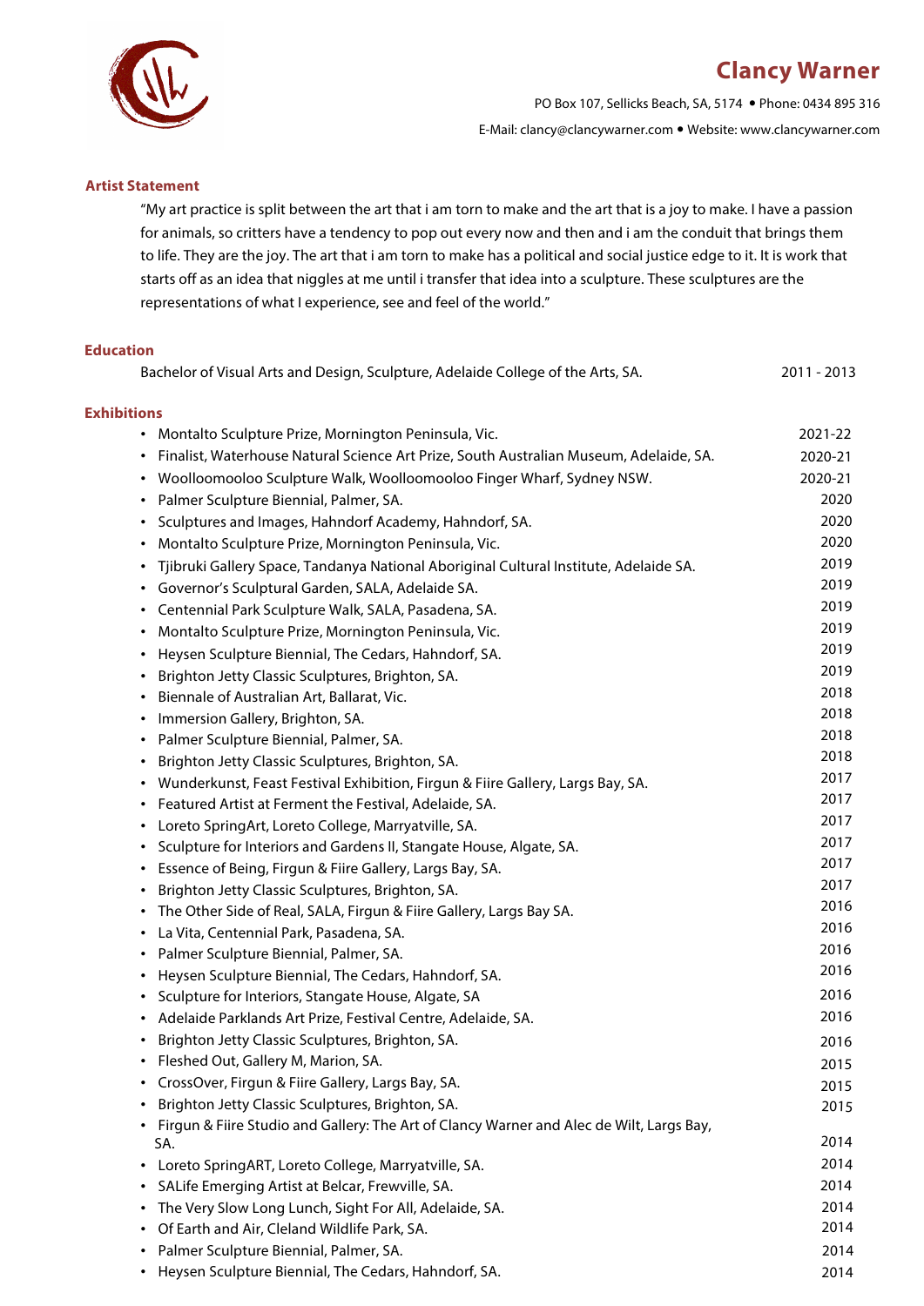# Clancy Warner

PO Box 107, Sellicks Beach, SA, 5174 • Phone: 0434 895 316

E-Mail: clancy@clancywarner.com • Website: www.clancywarner.com

## Artist Statement

"My art practice is split between the art that i am torn to make and the art that is a joy to make. I have a passion for animals, so critters have a tendency to pop out every now and then and i am the conduit that brings them to life. They are the joy. The art that i am torn to make has a political and social justice edge to it. It is work that starts off as an idea that niggles at me until i transfer that idea into a sculpture. These sculptures are the representations of what I experience, see and feel of the world."

## Education

Bachelor of Visual Arts and Design, Sculpture, Adelaide College of the Arts, SA. 2011 - 2013

## Exhibitions

- Montalto Sculpture Prize, Mornington Peninsula, Vic. 2021-22
- Finalist, Waterhouse Natural Science Art Prize, South Australian Museum, Adelaide, SA. 2020-21
- Woolloomooloo Sculpture Walk, Woolloomooloo Finger Wharf, Sydney NSW. 2020-21
- Palmer Sculpture Biennial, Palmer, SA. 2020
- Sculptures and Images, Hahndorf Academy, Hahndorf, SA. 2020
- Montalto Sculpture Prize, Mornington Peninsula, Vic. 2020
- Tjibruki Gallery Space, Tandanya National Aboriginal Cultural Institute, Adelaide SA. 2019
- Governor's Sculptural Garden, SALA, Adelaide SA. 2019
- Centennial Park Sculpture Walk, SALA, Pasadena, SA. 2019
- Montalto Sculpture Prize, Mornington Peninsula, Vic. 2019
- Heysen Sculpture Biennial, The Cedars, Hahndorf, SA. 2019
- Brighton Jetty Classic Sculptures, Brighton, SA. 2019
- Biennale of Australian Art, Ballarat, Vic. 2018
- Immersion Gallery, Brighton, SA. 2018
- Palmer Sculpture Biennial, Palmer, SA. 2018
- Brighton Jetty Classic Sculptures, Brighton, SA. 2018
- Wunderkunst, Feast Festival Exhibition, Firgun & Fiire Gallery, Largs Bay, SA. 2017
- Featured Artist at Ferment the Festival, Adelaide, SA. 2017
- Loreto SpringArt, Loreto College, Marryatville, SA. 2017
- Sculpture for Interiors and Gardens II, Stangate House, Algate, SA. 2017
- Essence of Being, Firgun & Fiire Gallery, Largs Bay, SA. 2017
- Brighton Jetty Classic Sculptures, Brighton, SA. 2017
- The Other Side of Real, SALA, Firgun & Fiire Gallery, Largs Bay SA. 2016
- La Vita, Centennial Park, Pasadena, SA. 2016
- Palmer Sculpture Biennial, Palmer, SA. 2016
- Heysen Sculpture Biennial, The Cedars, Hahndorf, SA. 2016
- Sculpture for Interiors, Stangate House, Algate, SA 2016
- Adelaide Parklands Art Prize, Festival Centre, Adelaide, SA. 2016
- Brighton Jetty Classic Sculptures, Brighton, SA. 2016
- Fleshed Out, Gallery M, Marion, SA. 2015
- CrossOver, Firgun & Fiire Gallery, Largs Bay, SA. 2015
- Brighton Jetty Classic Sculptures, Brighton, SA. 2015
- Firgun & Fiire Studio and Gallery: The Art of Clancy Warner and Alec de Wilt, Largs Bay, SA. 2014
- Loreto SpringART, Loreto College, Marryatville, SA. 2014
- SALife Emerging Artist at Belcar, Frewville, SA. 2014
- The Very Slow Long Lunch, Sight For All, Adelaide, SA. 2014
- Of Earth and Air, Cleland Wildlife Park, SA. 2014
- Palmer Sculpture Biennial, Palmer, SA. 2014
- Heysen Sculpture Biennial, The Cedars, Hahndorf, SA. 2014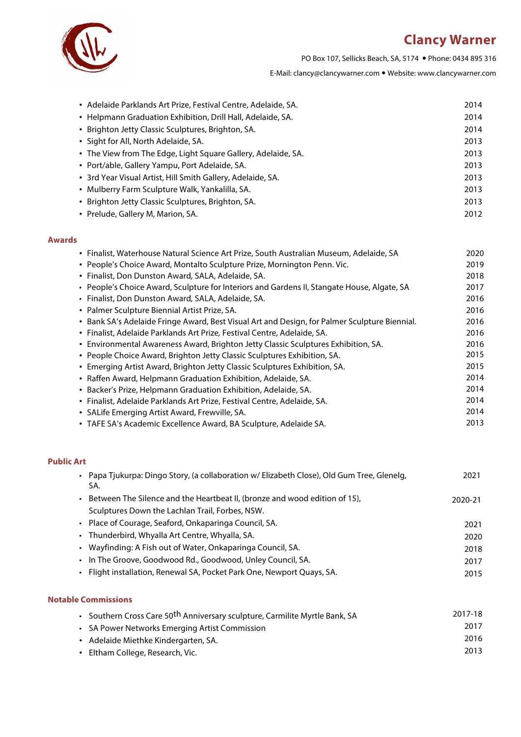- Adelaide Parklands Art Prize, Festival Centre, Adelaide, SA. 2014
- Helpmann Graduation Exhibition, Drill Hall, Adelaide, SA. 2014
- Brighton Jetty Classic Sculptures, Brighton, SA. 2014
- Sight for All, North Adelaide, SA. 2013
- The View from The Edge, Light Square Gallery, Adelaide, SA. 2013
- Port/able, Gallery Yampu, Port Adelaide, SA. 2013
- 3rd Year Visual Artist, Hill Smith Gallery, Adelaide, SA. 2013
- Mulberry Farm Sculpture Walk, Yankalilla, SA. 2013
- Brighton Jetty Classic Sculptures, Brighton, SA. 2013
- Prelude, Gallery M, Marion, SA. 2012

## Awards

- Finalist, Waterhouse Natural Science Art Prize, South Australian Museum, Adelaide, SA 2020
- People's Choice Award, Montalto Sculpture Prize, Mornington Penn. Vic. 2019
- Finalist, Don Dunston Award, SALA, Adelaide, SA. 2018
- People's Choice Award, Sculpture for Interiors and Gardens II, Stangate House, Algate, SA 2017
- Finalist, Don Dunston Award, SALA, Adelaide, SA. 2016
- Palmer Sculpture Biennial Artist Prize, SA. 2016
- Bank SA's Adelaide Fringe Award, Best Visual Art and Design, for Palmer Sculpture Biennial. 2016
- Finalist, Adelaide Parklands Art Prize, Festival Centre, Adelaide, SA. 2016
- Environmental Awareness Award, Brighton Jetty Classic Sculptures Exhibition, SA. 2016
- People Choice Award, Brighton Jetty Classic Sculptures Exhibition, SA. 2015
- Emerging Artist Award, Brighton Jetty Classic Sculptures Exhibition, SA. 2015
- Raffen Award, Helpmann Graduation Exhibition, Adelaide, SA. 2014
- Backer's Prize, Helpmann Graduation Exhibition, Adelaide, SA. 2014
- Finalist, Adelaide Parklands Art Prize, Festival Centre, Adelaide, SA. 2014
- SALife Emerging Artist Award, Frewville, SA. 2014
- TAFE SA's Academic Excellence Award, BA Sculpture, Adelaide SA. 2013

## Public Art

- Papa Tjukurpa: Dingo Story, (a collaboration w/ Elizabeth Close), Old Gum Tree, Glenelg, SA. 2021
- Between The Silence and the Heartbeat II, (bronze and wood edition of 15), Sculptures Down the Lachlan Trail, Forbes, NSW. 2020-21
- Place of Courage, Seaford, Onkaparinga Council, SA. 2021
- Thunderbird, Whyalla Art Centre, Whyalla, SA. 2020
- Wayfinding: A Fish out of Water, Onkaparinga Council, SA. 2018
- In The Groove, Goodwood Rd., Goodwood, Unley Council, SA. 2017
- Flight installation, Renewal SA, Pocket Park One, Newport Quays, SA. 2015

## Notable Commissions

- Southern Cross Care 50th Anniversary sculpture, Carmilite Myrtle Bank, SA 2017-18
- SA Power Networks Emerging Artist Commission 2017
- Adelaide Miethke Kindergarten, SA. 2016
- Eltham College, Research, Vic. 2013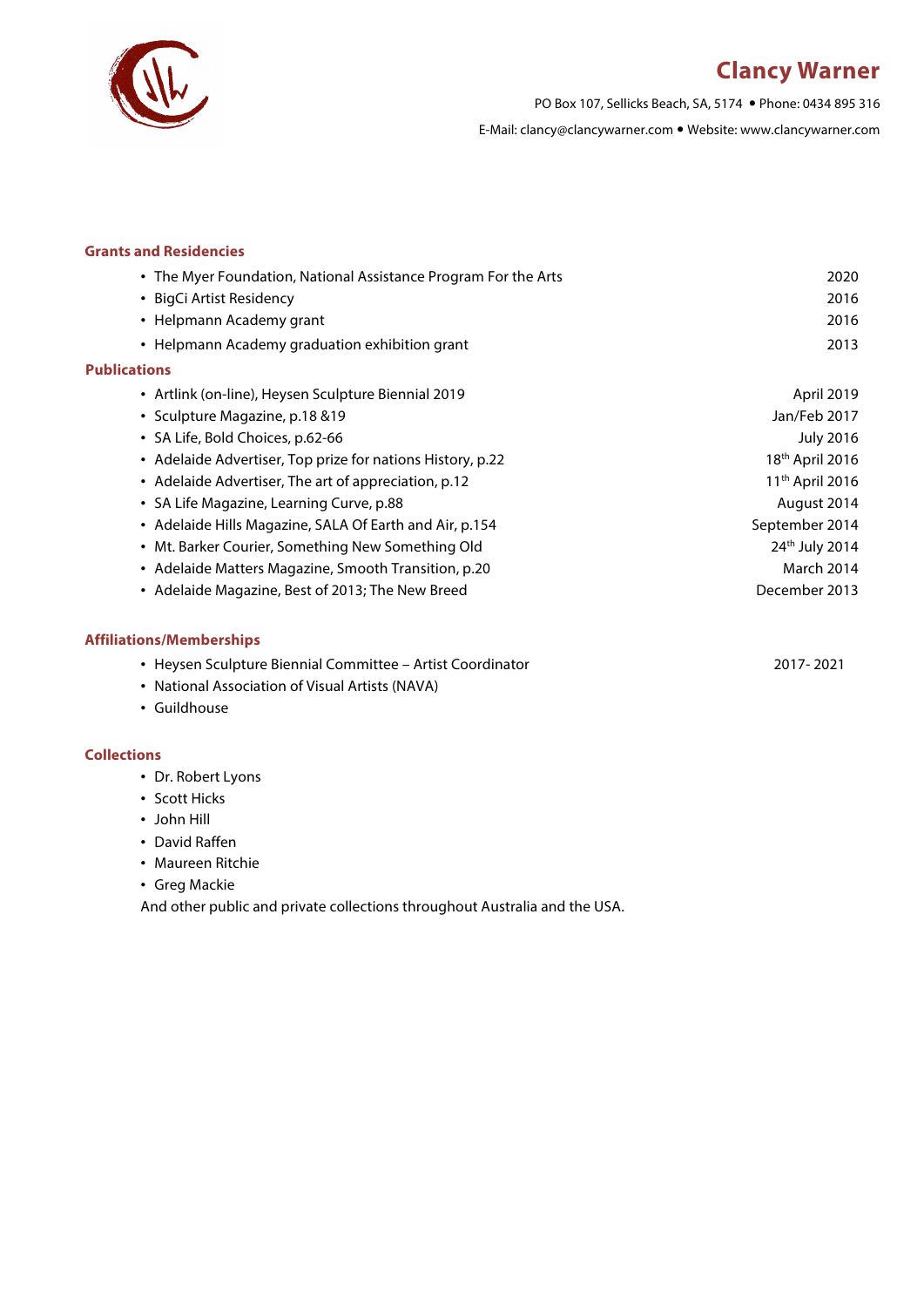# Clancy Warner

PO Box 107, Sellicks Beach, SA, 5174 • Phone: 0434 895 316

E-Mail: clancy@clancywarner.com • Website: www.clancywarner.com

## Grants and Residencies

- The Myer Foundation, National Assistance Program For the Arts — 2020
- BigCi Artist Residency — 2016
- Helpmann Academy grant — 2016
- Helpmann Academy graduation exhibition grant — 2013

## Publications

- Artlink (on-line), Heysen Sculpture Biennial 2019 — April 2019
- Sculpture Magazine, p.18 &19 — Jan/Feb 2017
- SA Life, Bold Choices, p.62-66 — July 2016
- Adelaide Advertiser, Top prize for nations History, p.22 — 18th April 2016
- Adelaide Advertiser, The art of appreciation, p.12 — 11th April 2016
- SA Life Magazine, Learning Curve, p.88 — August 2014
- Adelaide Hills Magazine, SALA Of Earth and Air, p.154 — September 2014
- Mt. Barker Courier, Something New Something Old — 24th July 2014
- Adelaide Matters Magazine, Smooth Transition, p.20 — March 2014
- Adelaide Magazine, Best of 2013; The New Breed — December 2013

## Affiliations/Memberships

- Heysen Sculpture Biennial Committee – Artist Coordinator — 2017- 2021
- National Association of Visual Artists (NAVA)
- Guildhouse

## Collections

- Dr. Robert Lyons
- Scott Hicks
- John Hill
- David Raffen
- Maureen Ritchie
- Greg Mackie

And other public and private collections throughout Australia and the USA.